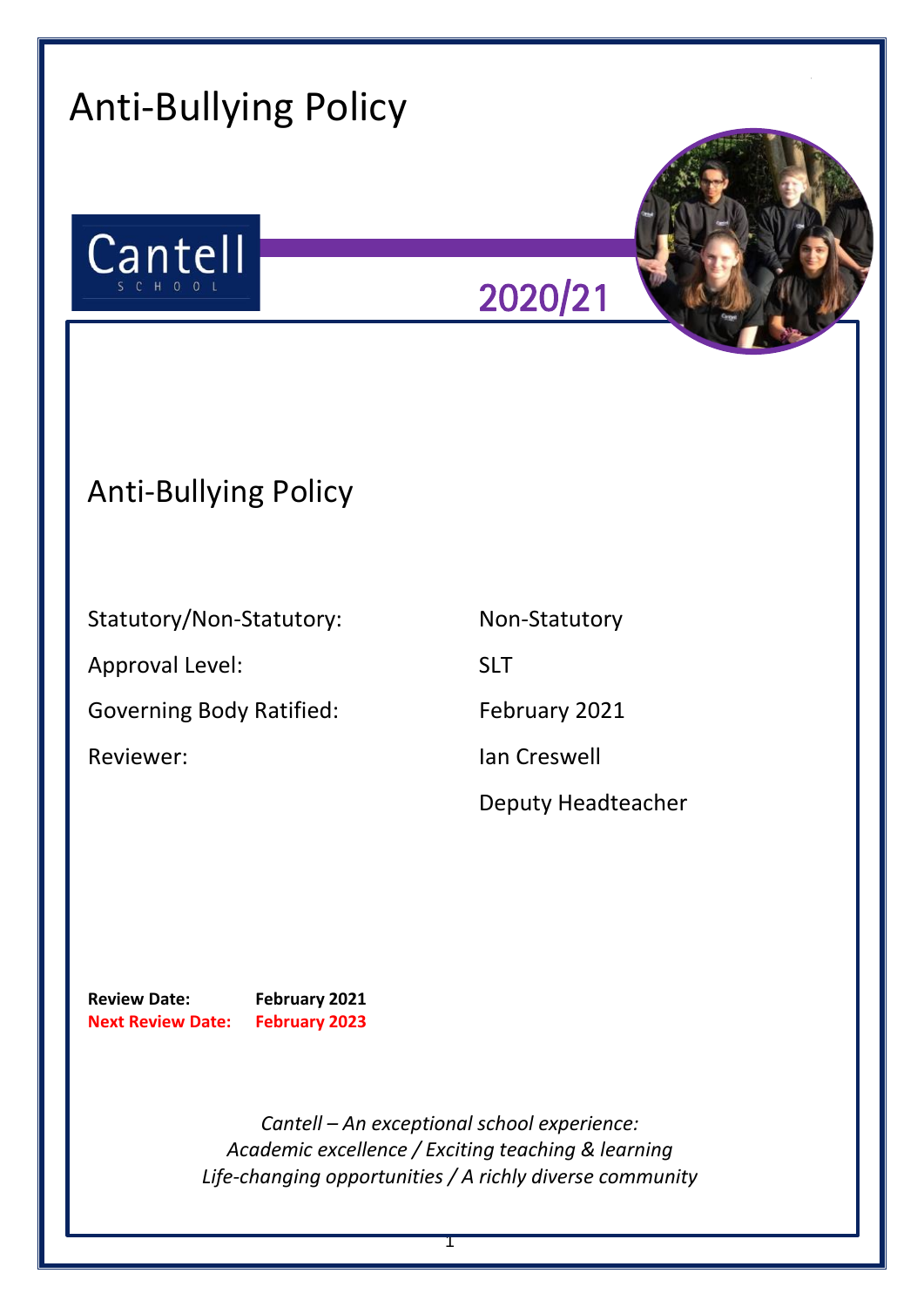# Anti-Bullying Policy

Cantell
SCHOOL

2020/21

## Anti-Bullying Policy

| | |
|---|---|
| Statutory/Non-Statutory: | Non-Statutory |
| Approval Level: | SLT |
| Governing Body Ratified: | February 2021 |
| Reviewer: | Ian Creswell |
| | Deputy Headteacher |

**Review Date:** **February 2021**
**Next Review Date:** **February 2023**

*Cantell – An exceptional school experience:*
*Academic excellence / Exciting teaching & learning*
*Life-changing opportunities / A richly diverse community*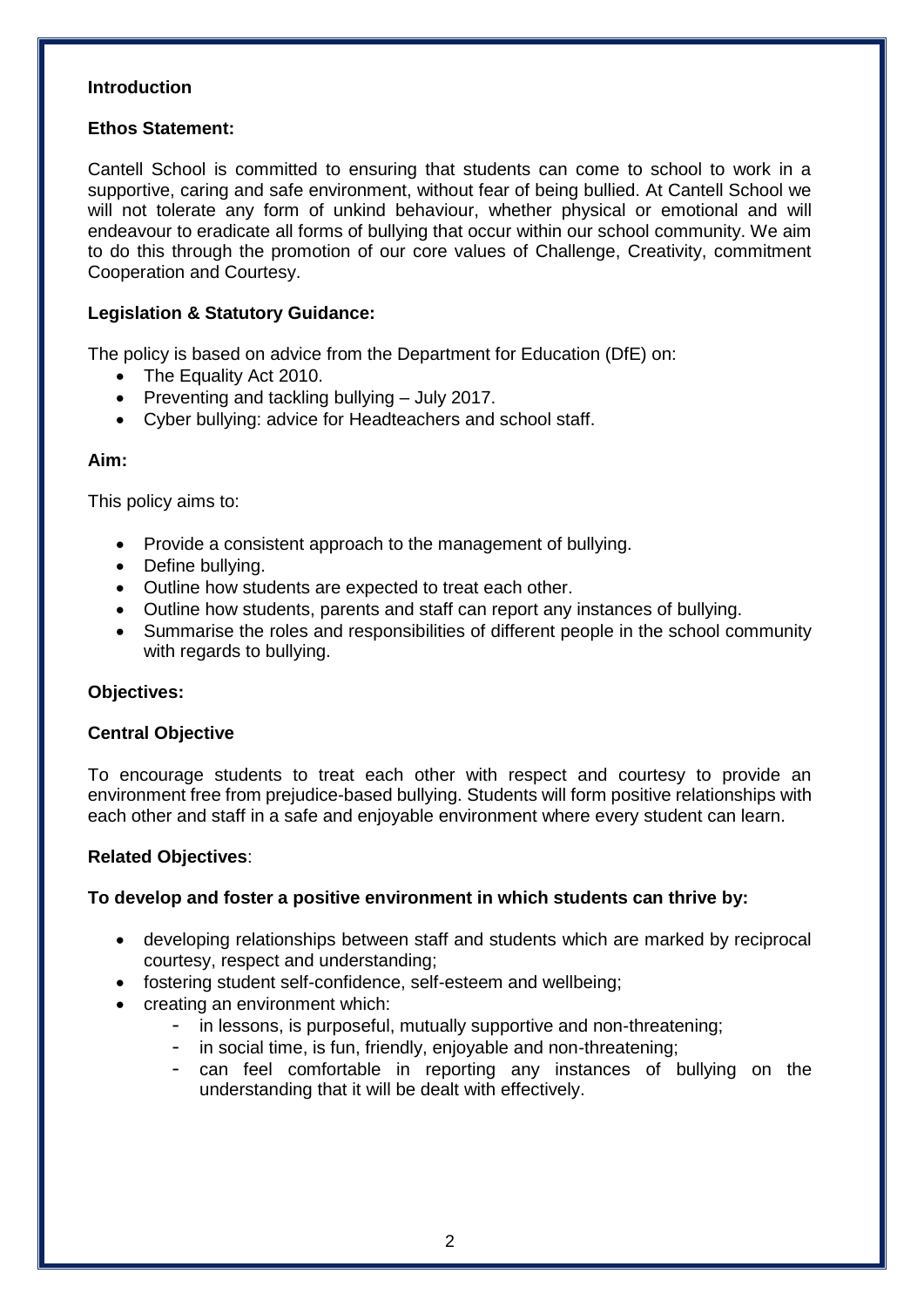## Introduction

### Ethos Statement:

Cantell School is committed to ensuring that students can come to school to work in a supportive, caring and safe environment, without fear of being bullied. At Cantell School we will not tolerate any form of unkind behaviour, whether physical or emotional and will endeavour to eradicate all forms of bullying that occur within our school community. We aim to do this through the promotion of our core values of Challenge, Creativity, commitment Cooperation and Courtesy.

### Legislation & Statutory Guidance:

The policy is based on advice from the Department for Education (DfE) on:

- The Equality Act 2010.
- Preventing and tackling bullying – July 2017.
- Cyber bullying: advice for Headteachers and school staff.

### Aim:

This policy aims to:

- Provide a consistent approach to the management of bullying.
- Define bullying.
- Outline how students are expected to treat each other.
- Outline how students, parents and staff can report any instances of bullying.
- Summarise the roles and responsibilities of different people in the school community with regards to bullying.

### Objectives:

### Central Objective

To encourage students to treat each other with respect and courtesy to provide an environment free from prejudice-based bullying. Students will form positive relationships with each other and staff in a safe and enjoyable environment where every student can learn.

### Related Objectives:

**To develop and foster a positive environment in which students can thrive by:**

- developing relationships between staff and students which are marked by reciprocal courtesy, respect and understanding;
- fostering student self-confidence, self-esteem and wellbeing;
- creating an environment which:
  - in lessons, is purposeful, mutually supportive and non-threatening;
  - in social time, is fun, friendly, enjoyable and non-threatening;
  - can feel comfortable in reporting any instances of bullying on the understanding that it will be dealt with effectively.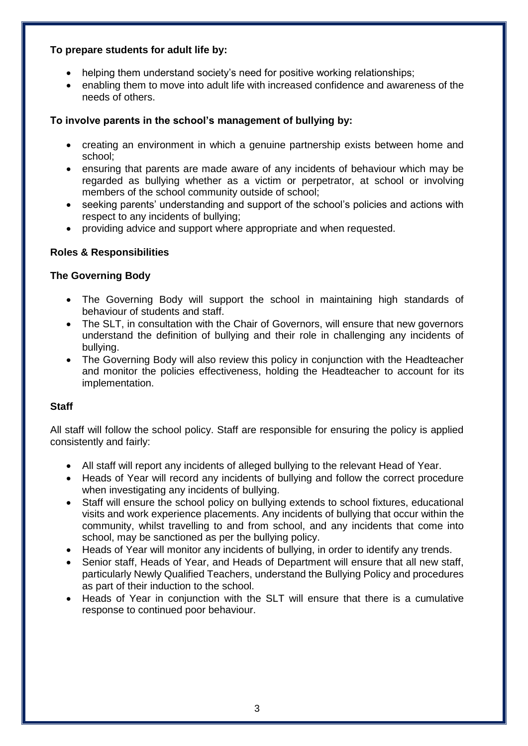**To prepare students for adult life by:**

- helping them understand society's need for positive working relationships;
- enabling them to move into adult life with increased confidence and awareness of the needs of others.

**To involve parents in the school's management of bullying by:**

- creating an environment in which a genuine partnership exists between home and school;
- ensuring that parents are made aware of any incidents of behaviour which may be regarded as bullying whether as a victim or perpetrator, at school or involving members of the school community outside of school;
- seeking parents' understanding and support of the school's policies and actions with respect to any incidents of bullying;
- providing advice and support where appropriate and when requested.

**Roles & Responsibilities**

**The Governing Body**

- The Governing Body will support the school in maintaining high standards of behaviour of students and staff.
- The SLT, in consultation with the Chair of Governors, will ensure that new governors understand the definition of bullying and their role in challenging any incidents of bullying.
- The Governing Body will also review this policy in conjunction with the Headteacher and monitor the policies effectiveness, holding the Headteacher to account for its implementation.

**Staff**

All staff will follow the school policy. Staff are responsible for ensuring the policy is applied consistently and fairly:

- All staff will report any incidents of alleged bullying to the relevant Head of Year.
- Heads of Year will record any incidents of bullying and follow the correct procedure when investigating any incidents of bullying.
- Staff will ensure the school policy on bullying extends to school fixtures, educational visits and work experience placements. Any incidents of bullying that occur within the community, whilst travelling to and from school, and any incidents that come into school, may be sanctioned as per the bullying policy.
- Heads of Year will monitor any incidents of bullying, in order to identify any trends.
- Senior staff, Heads of Year, and Heads of Department will ensure that all new staff, particularly Newly Qualified Teachers, understand the Bullying Policy and procedures as part of their induction to the school.
- Heads of Year in conjunction with the SLT will ensure that there is a cumulative response to continued poor behaviour.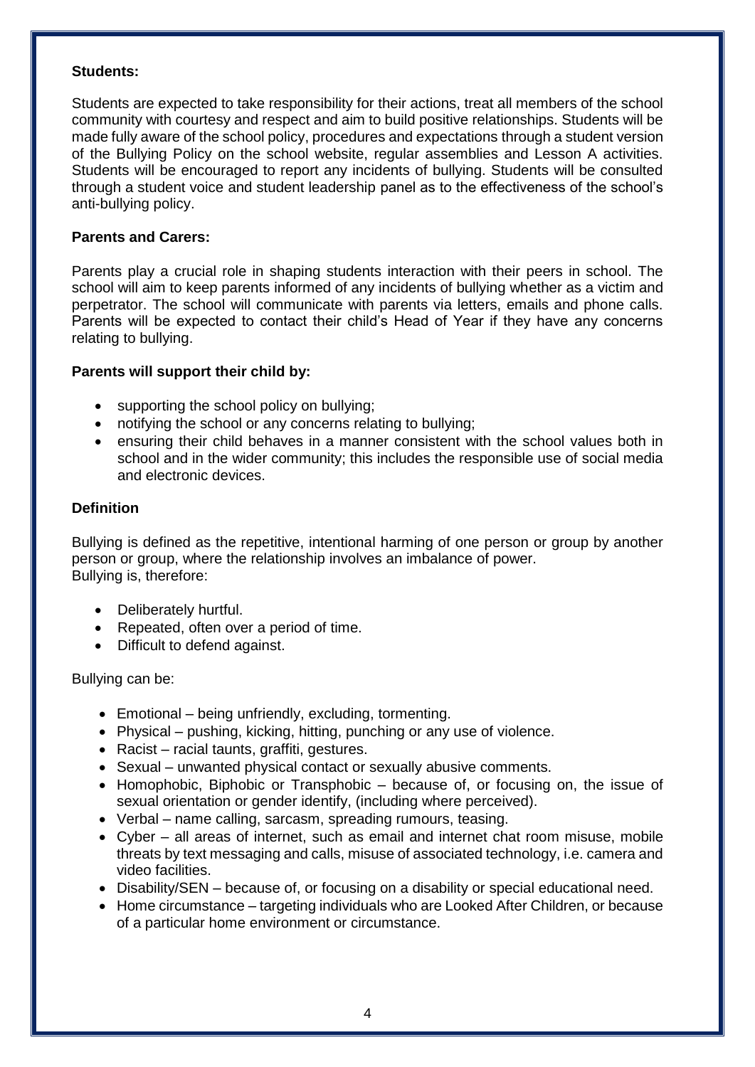**Students:**

Students are expected to take responsibility for their actions, treat all members of the school community with courtesy and respect and aim to build positive relationships. Students will be made fully aware of the school policy, procedures and expectations through a student version of the Bullying Policy on the school website, regular assemblies and Lesson A activities. Students will be encouraged to report any incidents of bullying. Students will be consulted through a student voice and student leadership panel as to the effectiveness of the school's anti-bullying policy.

**Parents and Carers:**

Parents play a crucial role in shaping students interaction with their peers in school. The school will aim to keep parents informed of any incidents of bullying whether as a victim and perpetrator. The school will communicate with parents via letters, emails and phone calls. Parents will be expected to contact their child's Head of Year if they have any concerns relating to bullying.

**Parents will support their child by:**

- supporting the school policy on bullying;
- notifying the school or any concerns relating to bullying;
- ensuring their child behaves in a manner consistent with the school values both in school and in the wider community; this includes the responsible use of social media and electronic devices.

**Definition**

Bullying is defined as the repetitive, intentional harming of one person or group by another person or group, where the relationship involves an imbalance of power.
Bullying is, therefore:

- Deliberately hurtful.
- Repeated, often over a period of time.
- Difficult to defend against.

Bullying can be:

- Emotional – being unfriendly, excluding, tormenting.
- Physical – pushing, kicking, hitting, punching or any use of violence.
- Racist – racial taunts, graffiti, gestures.
- Sexual – unwanted physical contact or sexually abusive comments.
- Homophobic, Biphobic or Transphobic – because of, or focusing on, the issue of sexual orientation or gender identify, (including where perceived).
- Verbal – name calling, sarcasm, spreading rumours, teasing.
- Cyber – all areas of internet, such as email and internet chat room misuse, mobile threats by text messaging and calls, misuse of associated technology, i.e. camera and video facilities.
- Disability/SEN – because of, or focusing on a disability or special educational need.
- Home circumstance – targeting individuals who are Looked After Children, or because of a particular home environment or circumstance.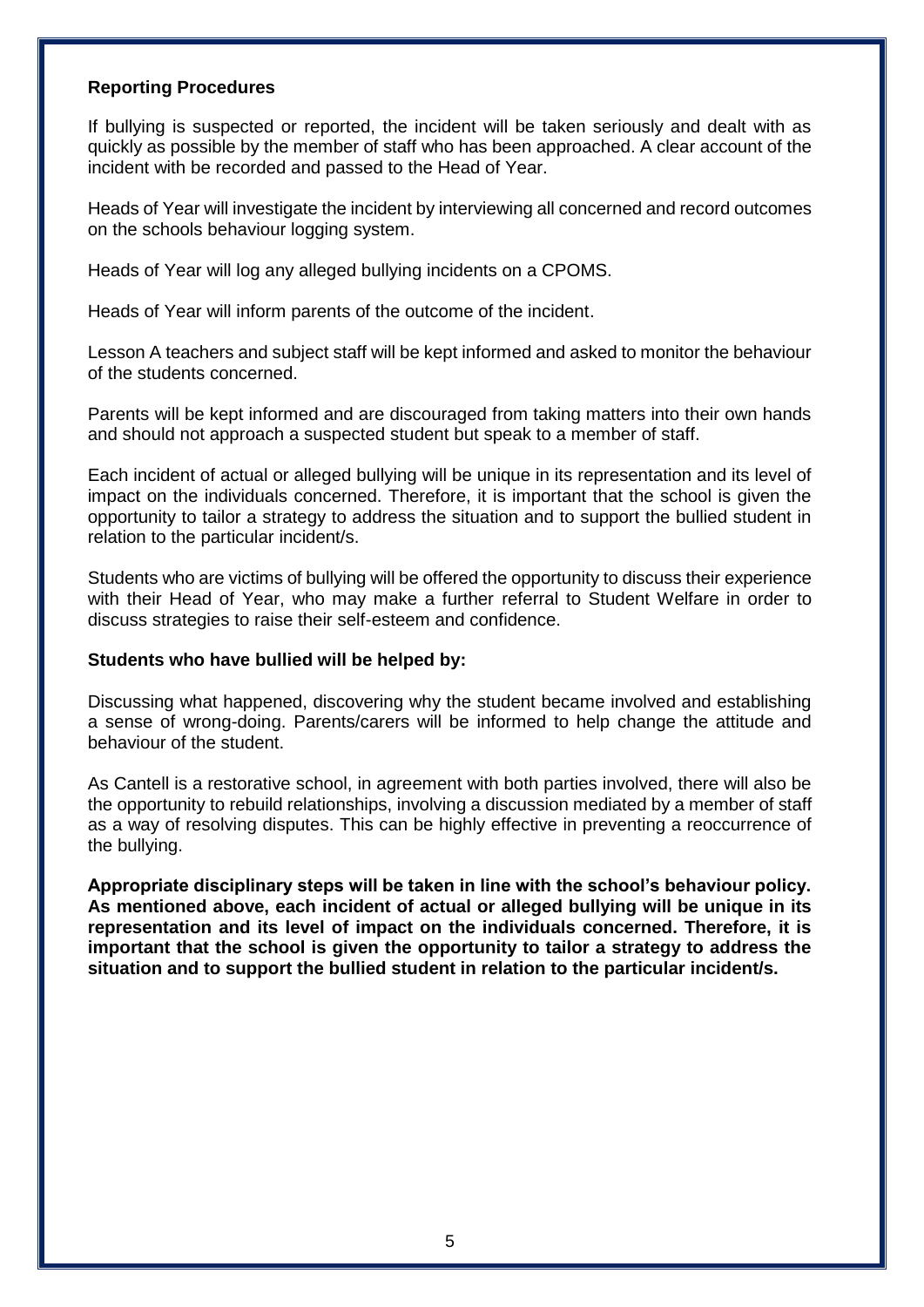**Reporting Procedures**

If bullying is suspected or reported, the incident will be taken seriously and dealt with as quickly as possible by the member of staff who has been approached. A clear account of the incident with be recorded and passed to the Head of Year.

Heads of Year will investigate the incident by interviewing all concerned and record outcomes on the schools behaviour logging system.

Heads of Year will log any alleged bullying incidents on a CPOMS.

Heads of Year will inform parents of the outcome of the incident.

Lesson A teachers and subject staff will be kept informed and asked to monitor the behaviour of the students concerned.

Parents will be kept informed and are discouraged from taking matters into their own hands and should not approach a suspected student but speak to a member of staff.

Each incident of actual or alleged bullying will be unique in its representation and its level of impact on the individuals concerned. Therefore, it is important that the school is given the opportunity to tailor a strategy to address the situation and to support the bullied student in relation to the particular incident/s.

Students who are victims of bullying will be offered the opportunity to discuss their experience with their Head of Year, who may make a further referral to Student Welfare in order to discuss strategies to raise their self-esteem and confidence.

**Students who have bullied will be helped by:**

Discussing what happened, discovering why the student became involved and establishing a sense of wrong-doing. Parents/carers will be informed to help change the attitude and behaviour of the student.

As Cantell is a restorative school, in agreement with both parties involved, there will also be the opportunity to rebuild relationships, involving a discussion mediated by a member of staff as a way of resolving disputes. This can be highly effective in preventing a reoccurrence of the bullying.

**Appropriate disciplinary steps will be taken in line with the school's behaviour policy. As mentioned above, each incident of actual or alleged bullying will be unique in its representation and its level of impact on the individuals concerned. Therefore, it is important that the school is given the opportunity to tailor a strategy to address the situation and to support the bullied student in relation to the particular incident/s.**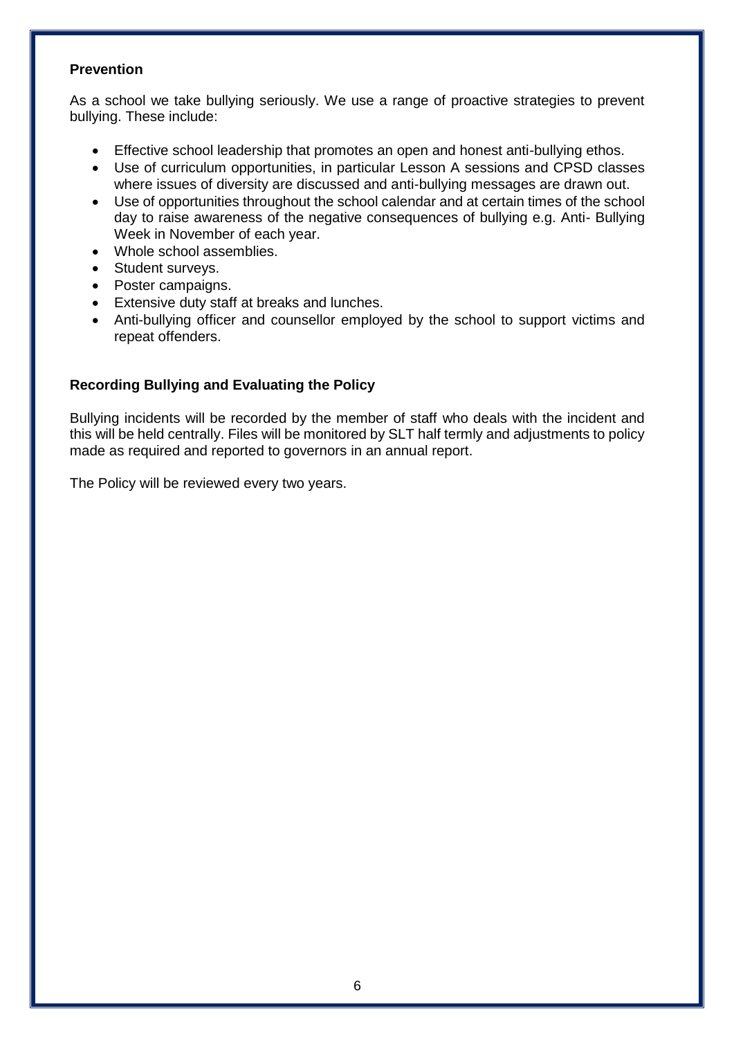**Prevention**

As a school we take bullying seriously. We use a range of proactive strategies to prevent bullying. These include:

- Effective school leadership that promotes an open and honest anti-bullying ethos.
- Use of curriculum opportunities, in particular Lesson A sessions and CPSD classes where issues of diversity are discussed and anti-bullying messages are drawn out.
- Use of opportunities throughout the school calendar and at certain times of the school day to raise awareness of the negative consequences of bullying e.g. Anti- Bullying Week in November of each year.
- Whole school assemblies.
- Student surveys.
- Poster campaigns.
- Extensive duty staff at breaks and lunches.
- Anti-bullying officer and counsellor employed by the school to support victims and repeat offenders.

**Recording Bullying and Evaluating the Policy**

Bullying incidents will be recorded by the member of staff who deals with the incident and this will be held centrally. Files will be monitored by SLT half termly and adjustments to policy made as required and reported to governors in an annual report.

The Policy will be reviewed every two years.